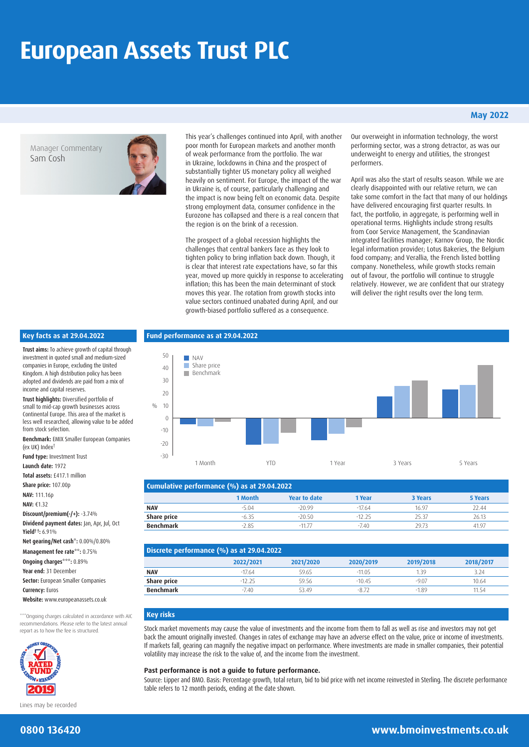# European Assets Trust PLC

**May 2022**

Manager Commentary
Sam Cosh

This year's challenges continued into April, with another poor month for European markets and another month of weak performance from the portfolio. The war in Ukraine, lockdowns in China and the prospect of substantially tighter US monetary policy all weighed heavily on sentiment. For Europe, the impact of the war in Ukraine is, of course, particularly challenging and the impact is now being felt on economic data. Despite strong employment data, consumer confidence in the Eurozone has collapsed and there is a real concern that the region is on the brink of a recession.

The prospect of a global recession highlights the challenges that central bankers face as they look to tighten policy to bring inflation back down. Though, it is clear that interest rate expectations have, so far this year, moved up more quickly in response to accelerating inflation; this has been the main determinant of stock moves this year. The rotation from growth stocks into value sectors continued unabated during April, and our growth-biased portfolio suffered as a consequence.

Our overweight in information technology, the worst performing sector, was a strong detractor, as was our underweight to energy and utilities, the strongest performers.

April was also the start of results season. While we are clearly disappointed with our relative return, we can take some comfort in the fact that many of our holdings have delivered encouraging first quarter results. In fact, the portfolio, in aggregate, is performing well in operational terms. Highlights include strong results from Coor Service Management, the Scandinavian integrated facilities manager; Karnov Group, the Nordic legal information provider; Lotus Bakeries, the Belgium food company; and Verallia, the French listed bottling company. Nonetheless, while growth stocks remain out of favour, the portfolio will continue to struggle relatively. However, we are confident that our strategy will deliver the right results over the long term.

## Key facts as at 29.04.2022

**Trust aims:** To achieve growth of capital through investment in quoted small and medium-sized companies in Europe, excluding the United Kingdom. A high distribution policy has been adopted and dividends are paid from a mix of income and capital reserves.

**Trust highlights:** Diversified portfolio of small to mid-cap growth businesses across Continental Europe. This area of the market is less well researched, allowing value to be added from stock selection.

**Benchmark:** EMIX Smaller European Companies (ex UK) Index[†]

**Fund type:** Investment Trust

**Launch date:** 1972

**Total assets:** £417.1 million

**Share price:** 107.00p

**NAV:** 111.16p

**NAV:** €1.32

**Discount/premium(-/+):** -3.74%

**Dividend payment dates:** Jan, Apr, Jul, Oct

**Yield[††]:** 6.91%

**Net gearing/Net cash[^]:** 0.00%/0.80%

**Management fee rate[**]:** 0.75%

**Ongoing charges[***]:** 0.89%

**Year end:** 31 December

**Sector:** European Smaller Companies

**Currency:** Euros

**Website:** www.europeanassets.co.uk

[***]Ongoing charges calculated in accordance with AIC recommendations. Please refer to the latest annual report as to how the fee is structured.

Lines may be recorded

## Fund performance as at 29.04.2022

### Cumulative performance (%) as at 29.04.2022

| | 1 Month | Year to date | 1 Year | 3 Years | 5 Years |
|---|---|---|---|---|---|
| **NAV** | -5.04 | -20.99 | -17.64 | 16.97 | 22.44 |
| **Share price** | -6.35 | -20.50 | -12.25 | 25.37 | 26.13 |
| **Benchmark** | -2.85 | -11.77 | -7.40 | 29.73 | 41.97 |

### Discrete performance (%) as at 29.04.2022

| | 2022/2021 | 2021/2020 | 2020/2019 | 2019/2018 | 2018/2017 |
|---|---|---|---|---|---|
| **NAV** | -17.64 | 59.65 | -11.05 | 1.39 | 3.24 |
| **Share price** | -12.25 | 59.56 | -10.45 | -9.07 | 10.64 |
| **Benchmark** | -7.40 | 53.49 | -8.72 | -1.89 | 11.54 |

## Key risks

Stock market movements may cause the value of investments and the income from them to fall as well as rise and investors may not get back the amount originally invested. Changes in rates of exchange may have an adverse effect on the value, price or income of investments. If markets fall, gearing can magnify the negative impact on performance. Where investments are made in smaller companies, their potential volatility may increase the risk to the value of, and the income from the investment.

**Past performance is not a guide to future performance.**

Source: Lipper and BMO. Basis: Percentage growth, total return, bid to bid price with net income reinvested in Sterling. The discrete performance table refers to 12 month periods, ending at the date shown.

**0800 136420** **www.bmoinvestments.co.uk**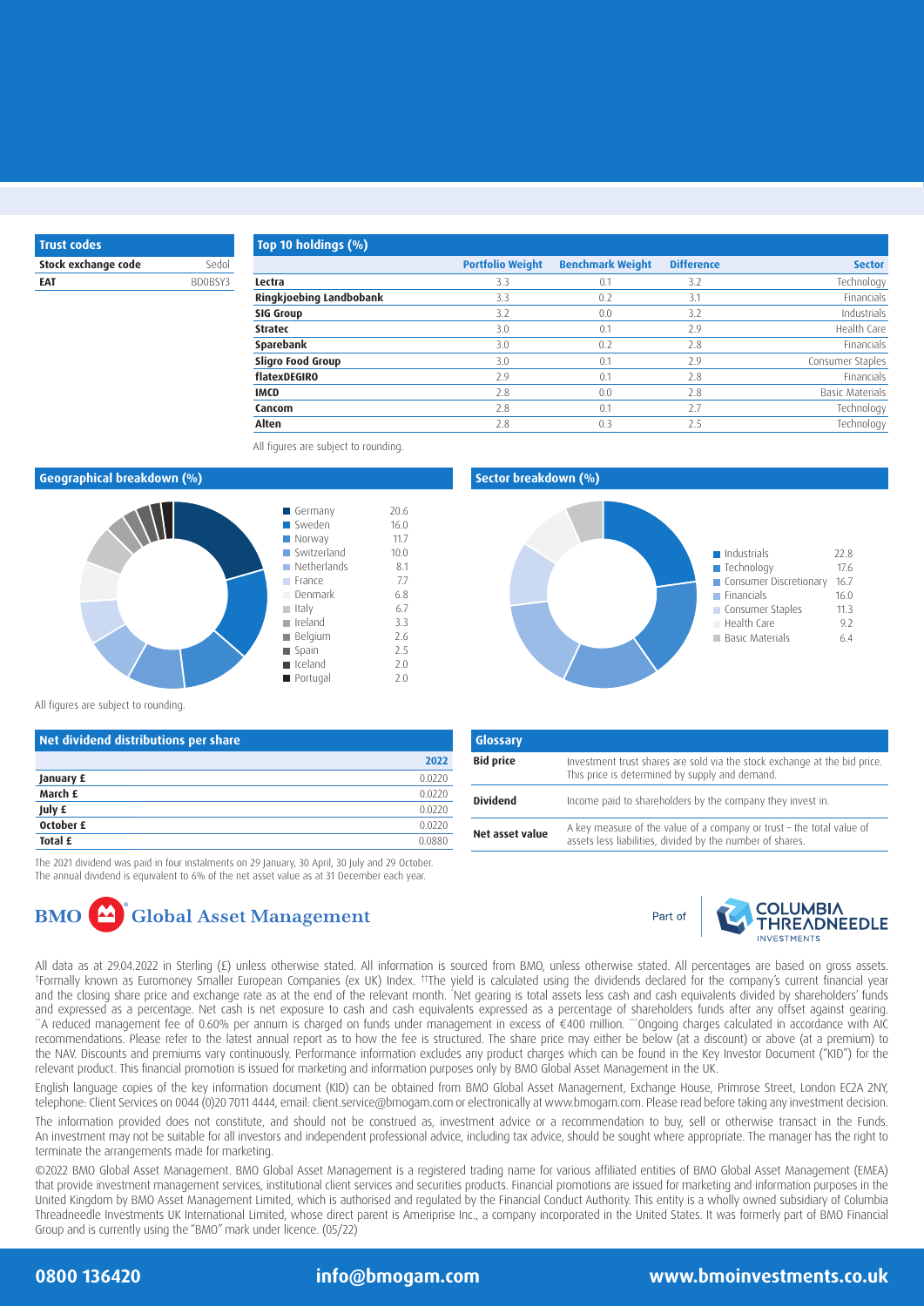## Trust codes

| Stock exchange code | Sedol |
|---|---|
| EAT | BD0BSY3 |

## Top 10 holdings (%)

| | Portfolio Weight | Benchmark Weight | Difference | Sector |
|---|---|---|---|---|
| Lectra | 3.3 | 0.1 | 3.2 | Technology |
| Ringkjoebing Landbobank | 3.3 | 0.2 | 3.1 | Financials |
| SIG Group | 3.2 | 0.0 | 3.2 | Industrials |
| Stratec | 3.0 | 0.1 | 2.9 | Health Care |
| Sparebank | 3.0 | 0.2 | 2.8 | Financials |
| Sligro Food Group | 3.0 | 0.1 | 2.9 | Consumer Staples |
| flatexDEGIRO | 2.9 | 0.1 | 2.8 | Financials |
| IMCD | 2.8 | 0.0 | 2.8 | Basic Materials |
| Cancom | 2.8 | 0.1 | 2.7 | Technology |
| Alten | 2.8 | 0.3 | 2.5 | Technology |

All figures are subject to rounding.

## Geographical breakdown (%)

Germany 20.6
Sweden 16.0
Norway 11.7
Switzerland 10.0
Netherlands 8.1
France 7.7
Denmark 6.8
Italy 6.7
Ireland 3.3
Belgium 2.6
Spain 2.5
Iceland 2.0
Portugal 2.0

All figures are subject to rounding.

## Sector breakdown (%)

Industrials 22.8
Technology 17.6
Consumer Discretionary 16.7
Financials 16.0
Consumer Staples 11.3
Health Care 9.2
Basic Materials 6.4

## Net dividend distributions per share

| | 2022 |
|---|---|
| January £ | 0.0220 |
| March £ | 0.0220 |
| July £ | 0.0220 |
| October £ | 0.0220 |
| Total £ | 0.0880 |

The 2021 dividend was paid in four instalments on 29 January, 30 April, 30 July and 29 October. The annual dividend is equivalent to 6% of the net asset value as at 31 December each year.

## Glossary

| | |
|---|---|
| Bid price | Investment trust shares are sold via the stock exchange at the bid price. This price is determined by supply and demand. |
| Dividend | Income paid to shareholders by the company they invest in. |
| Net asset value | A key measure of the value of a company or trust – the total value of assets less liabilities, divided by the number of shares. |

BMO Global Asset Management

Part of COLUMBIA THREADNEEDLE INVESTMENTS

All data as at 29.04.2022 in Sterling (£) unless otherwise stated. All information is sourced from BMO, unless otherwise stated. All percentages are based on gross assets. †Formally known as Euromoney Smaller European Companies (ex UK) Index. ††The yield is calculated using the dividends declared for the company's current financial year and the closing share price and exchange rate as at the end of the relevant month. *Net gearing is total assets less cash and cash equivalents divided by shareholders' funds and expressed as a percentage. Net cash is net exposure to cash and cash equivalents expressed as a percentage of shareholders funds after any offset against gearing. **A reduced management fee of 0.60% per annum is charged on funds under management in excess of €400 million. ***Ongoing charges calculated in accordance with AIC recommendations. Please refer to the latest annual report as to how the fee is structured. The share price may either be below (at a discount) or above (at a premium) to the NAV. Discounts and premiums vary continuously. Performance information excludes any product charges which can be found in the Key Investor Document ("KID") for the relevant product. This financial promotion is issued for marketing and information purposes only by BMO Global Asset Management in the UK.

English language copies of the key information document (KID) can be obtained from BMO Global Asset Management, Exchange House, Primrose Street, London EC2A 2NY, telephone: Client Services on 0044 (0)20 7011 4444, email: client.service@bmogam.com or electronically at www.bmogam.com. Please read before taking any investment decision.

The information provided does not constitute, and should not be construed as, investment advice or a recommendation to buy, sell or otherwise transact in the Funds. An investment may not be suitable for all investors and independent professional advice, including tax advice, should be sought where appropriate. The manager has the right to terminate the arrangements made for marketing.

©2022 BMO Global Asset Management. BMO Global Asset Management is a registered trading name for various affiliated entities of BMO Global Asset Management (EMEA) that provide investment management services, institutional client services and securities products. Financial promotions are issued for marketing and information purposes in the United Kingdom by BMO Asset Management Limited, which is authorised and regulated by the Financial Conduct Authority. This entity is a wholly owned subsidiary of Columbia Threadneedle Investments UK International Limited, whose direct parent is Ameriprise Inc., a company incorporated in the United States. It was formerly part of BMO Financial Group and is currently using the "BMO" mark under licence. (05/22)

0800 136420 | info@bmogam.com | www.bmoinvestments.co.uk